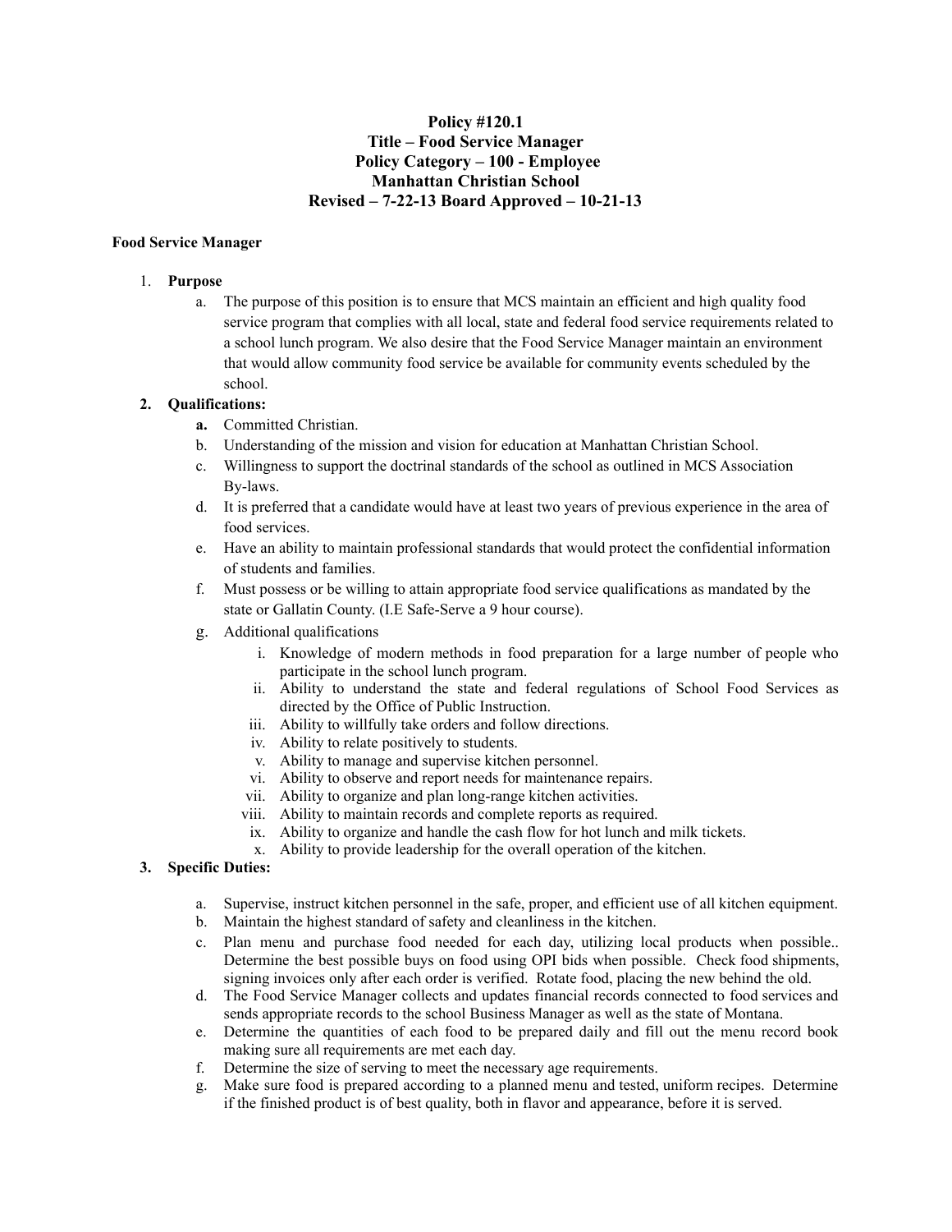**Policy #120.1**
**Title – Food Service Manager**
**Policy Category – 100 - Employee**
**Manhattan Christian School**
**Revised – 7-22-13 Board Approved – 10-21-13**

**Food Service Manager**

1. **Purpose**
   a. The purpose of this position is to ensure that MCS maintain an efficient and high quality food service program that complies with all local, state and federal food service requirements related to a school lunch program. We also desire that the Food Service Manager maintain an environment that would allow community food service be available for community events scheduled by the school.
2. **Qualifications:**
   a. Committed Christian.
   b. Understanding of the mission and vision for education at Manhattan Christian School.
   c. Willingness to support the doctrinal standards of the school as outlined in MCS Association By-laws.
   d. It is preferred that a candidate would have at least two years of previous experience in the area of food services.
   e. Have an ability to maintain professional standards that would protect the confidential information of students and families.
   f. Must possess or be willing to attain appropriate food service qualifications as mandated by the state or Gallatin County. (I.E Safe-Serve a 9 hour course).
   g. Additional qualifications
      i. Knowledge of modern methods in food preparation for a large number of people who participate in the school lunch program.
      ii. Ability to understand the state and federal regulations of School Food Services as directed by the Office of Public Instruction.
      iii. Ability to willfully take orders and follow directions.
      iv. Ability to relate positively to students.
      v. Ability to manage and supervise kitchen personnel.
      vi. Ability to observe and report needs for maintenance repairs.
      vii. Ability to organize and plan long-range kitchen activities.
      viii. Ability to maintain records and complete reports as required.
      ix. Ability to organize and handle the cash flow for hot lunch and milk tickets.
      x. Ability to provide leadership for the overall operation of the kitchen.
3. **Specific Duties:**
   a. Supervise, instruct kitchen personnel in the safe, proper, and efficient use of all kitchen equipment.
   b. Maintain the highest standard of safety and cleanliness in the kitchen.
   c. Plan menu and purchase food needed for each day, utilizing local products when possible.. Determine the best possible buys on food using OPI bids when possible. Check food shipments, signing invoices only after each order is verified. Rotate food, placing the new behind the old.
   d. The Food Service Manager collects and updates financial records connected to food services and sends appropriate records to the school Business Manager as well as the state of Montana.
   e. Determine the quantities of each food to be prepared daily and fill out the menu record book making sure all requirements are met each day.
   f. Determine the size of serving to meet the necessary age requirements.
   g. Make sure food is prepared according to a planned menu and tested, uniform recipes. Determine if the finished product is of best quality, both in flavor and appearance, before it is served.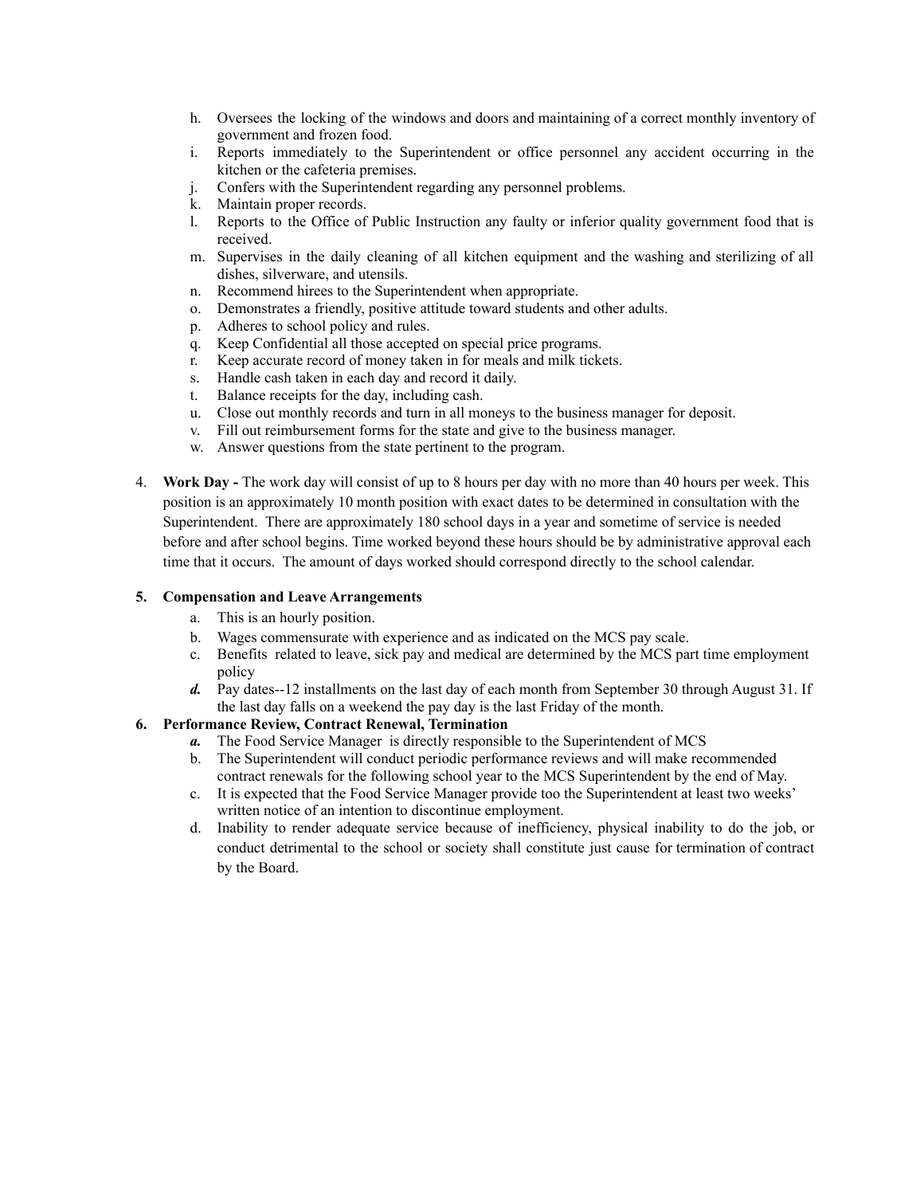h. Oversees the locking of the windows and doors and maintaining of a correct monthly inventory of government and frozen food.
i. Reports immediately to the Superintendent or office personnel any accident occurring in the kitchen or the cafeteria premises.
j. Confers with the Superintendent regarding any personnel problems.
k. Maintain proper records.
l. Reports to the Office of Public Instruction any faulty or inferior quality government food that is received.
m. Supervises in the daily cleaning of all kitchen equipment and the washing and sterilizing of all dishes, silverware, and utensils.
n. Recommend hirees to the Superintendent when appropriate.
o. Demonstrates a friendly, positive attitude toward students and other adults.
p. Adheres to school policy and rules.
q. Keep Confidential all those accepted on special price programs.
r. Keep accurate record of money taken in for meals and milk tickets.
s. Handle cash taken in each day and record it daily.
t. Balance receipts for the day, including cash.
u. Close out monthly records and turn in all moneys to the business manager for deposit.
v. Fill out reimbursement forms for the state and give to the business manager.
w. Answer questions from the state pertinent to the program.

4. **Work Day -** The work day will consist of up to 8 hours per day with no more than 40 hours per week. This position is an approximately 10 month position with exact dates to be determined in consultation with the Superintendent. There are approximately 180 school days in a year and sometime of service is needed before and after school begins. Time worked beyond these hours should be by administrative approval each time that it occurs. The amount of days worked should correspond directly to the school calendar.

5. **Compensation and Leave Arrangements**
   a. This is an hourly position.
   b. Wages commensurate with experience and as indicated on the MCS pay scale.
   c. Benefits related to leave, sick pay and medical are determined by the MCS part time employment policy
   ***d.*** Pay dates--12 installments on the last day of each month from September 30 through August 31. If the last day falls on a weekend the pay day is the last Friday of the month.

6. **Performance Review, Contract Renewal, Termination**
   ***a.*** The Food Service Manager is directly responsible to the Superintendent of MCS
   b. The Superintendent will conduct periodic performance reviews and will make recommended contract renewals for the following school year to the MCS Superintendent by the end of May.
   c. It is expected that the Food Service Manager provide too the Superintendent at least two weeks' written notice of an intention to discontinue employment.
   d. Inability to render adequate service because of inefficiency, physical inability to do the job, or conduct detrimental to the school or society shall constitute just cause for termination of contract by the Board.